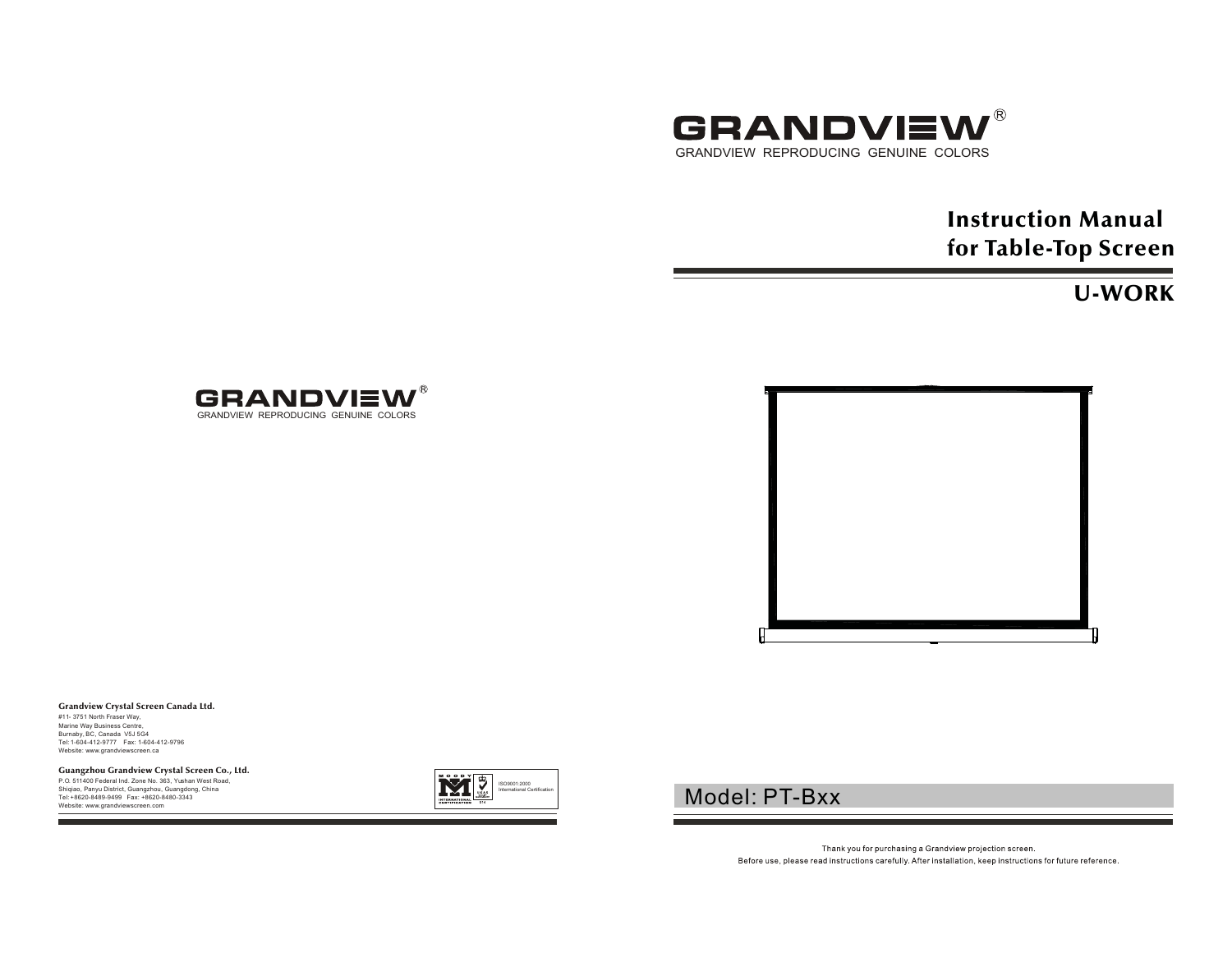GRANDVIEW®

GRANDVIEW REPRODUCING GENUINE COLORS

**Grandview Crystal Screen Canada Ltd.**

#11- 3751 North Fraser Way,
Marine Way Business Centre,
Burnaby, BC, Canada V5J 5G4
Tel: 1-604-412-9777 Fax: 1-604-412-9796
Website: www.grandviewscreen.ca

**Guangzhou Grandview Crystal Screen Co., Ltd.**

P.O. 511400 Federal Ind. Zone No. 363, Yushan West Road,
Shiqiao, Panyu District, Guangzhou, Guangdong, China
Tel: +8620-8489-9499 Fax: +8620-8480-3343
Website: www.grandviewscreen.com

ISO9001:2000 International Certification

GRANDVIEW®

GRANDVIEW REPRODUCING GENUINE COLORS

# Instruction Manual for Table-Top Screen

## U-WORK

## Model: PT-Bxx

Thank you for purchasing a Grandview projection screen.
Before use, please read instructions carefully. After installation, keep instructions for future reference.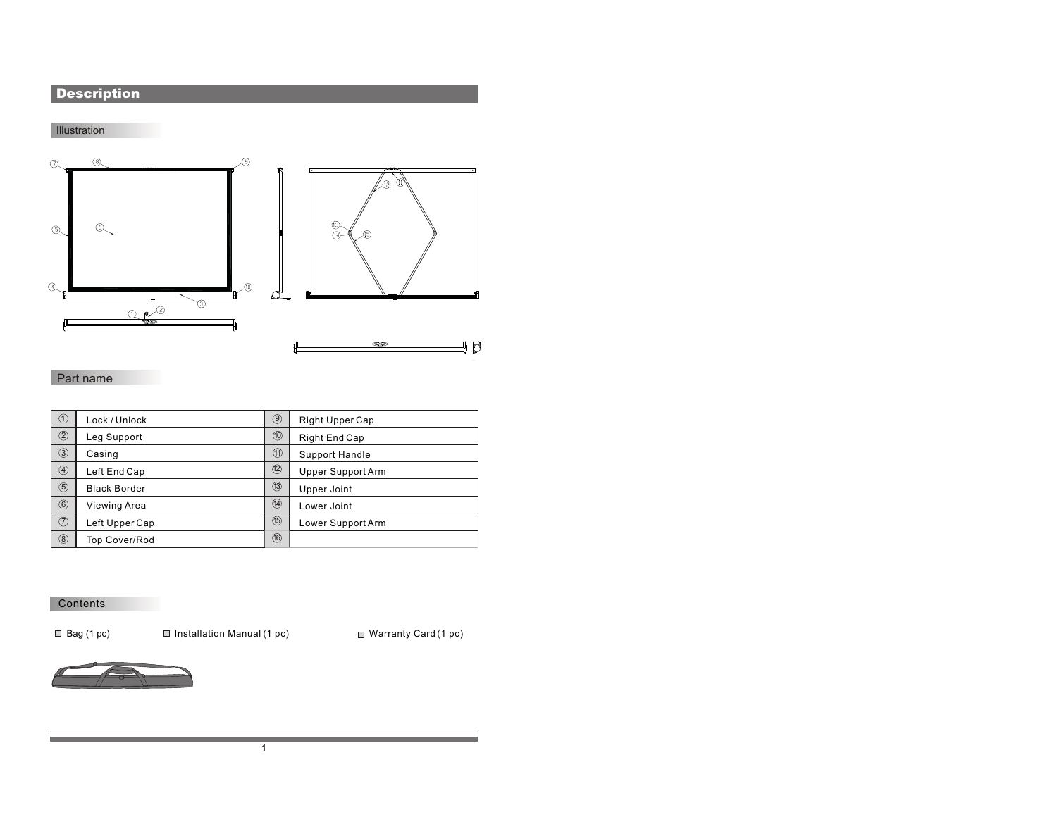## Description

### Illustration

### Part name

| No. | Part | No. | Part |
|---|---|---|---|
| ① | Lock / Unlock | ⑨ | Right Upper Cap |
| ② | Leg Support | ⑩ | Right End Cap |
| ③ | Casing | ⑪ | Support Handle |
| ④ | Left End Cap | ⑫ | Upper Support Arm |
| ⑤ | Black Border | ⑬ | Upper Joint |
| ⑥ | Viewing Area | ⑭ | Lower Joint |
| ⑦ | Left Upper Cap | ⑮ | Lower Support Arm |
| ⑧ | Top Cover/Rod | ⑯ | |

### Contents

- Bag (1 pc)
- Installation Manual (1 pc)
- Warranty Card (1 pc)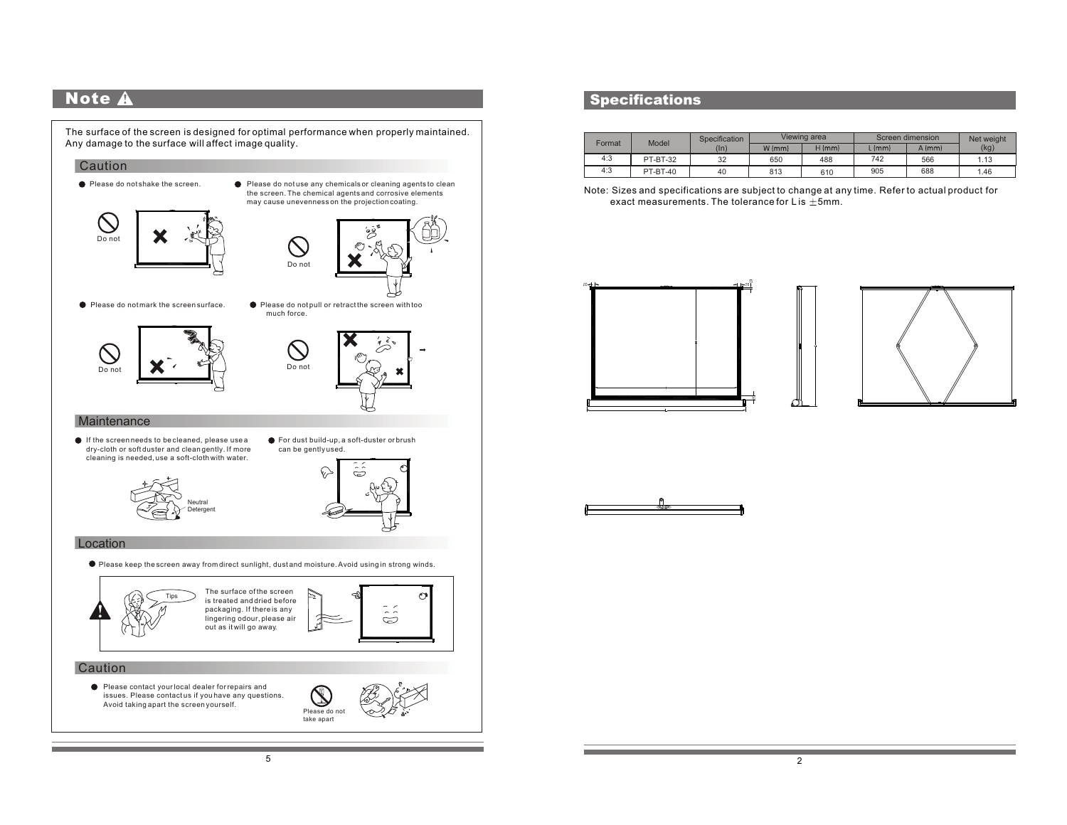# Note ⚠

The surface of the screen is designed for optimal performance when properly maintained. Any damage to the surface will affect image quality.

## Caution

- Please do not shake the screen.
- Please do not use any chemicals or cleaning agents to clean the screen. The chemical agents and corrosive elements may cause unevenness on the projection coating.

Do not

Do not

- Please do not mark the screen surface.
- Please do not pull or retract the screen with too much force.

Do not

Do not

## Maintenance

- If the screen needs to be cleaned, please use a dry-cloth or soft duster and clean gently. If more cleaning is needed, use a soft-cloth with water.
- For dust build-up, a soft-duster or brush can be gently used.

Neutral Detergent

## Location

- Please keep the screen away from direct sunlight, dust and moisture. Avoid using in strong winds.

Tips

The surface of the screen is treated and dried before packaging. If there is any lingering odour, please air out as it will go away.

## Caution

- Please contact your local dealer for repairs and issues. Please contact us if you have any questions. Avoid taking apart the screen yourself.

Please do not take apart

# Specifications

| Format | Model | Specification (In) | Viewing area | | Screen dimension | | Net weight (kg) |
|---|---|---|---|---|---|---|---|
| | | | W (mm) | H (mm) | L (mm) | A (mm) | |
| 4:3 | PT-BT-32 | 32 | 650 | 488 | 742 | 566 | 1.13 |
| 4:3 | PT-BT-40 | 40 | 813 | 610 | 905 | 688 | 1.46 |

Note: Sizes and specifications are subject to change at any time. Refer to actual product for exact measurements. The tolerance for L is $\pm$5mm.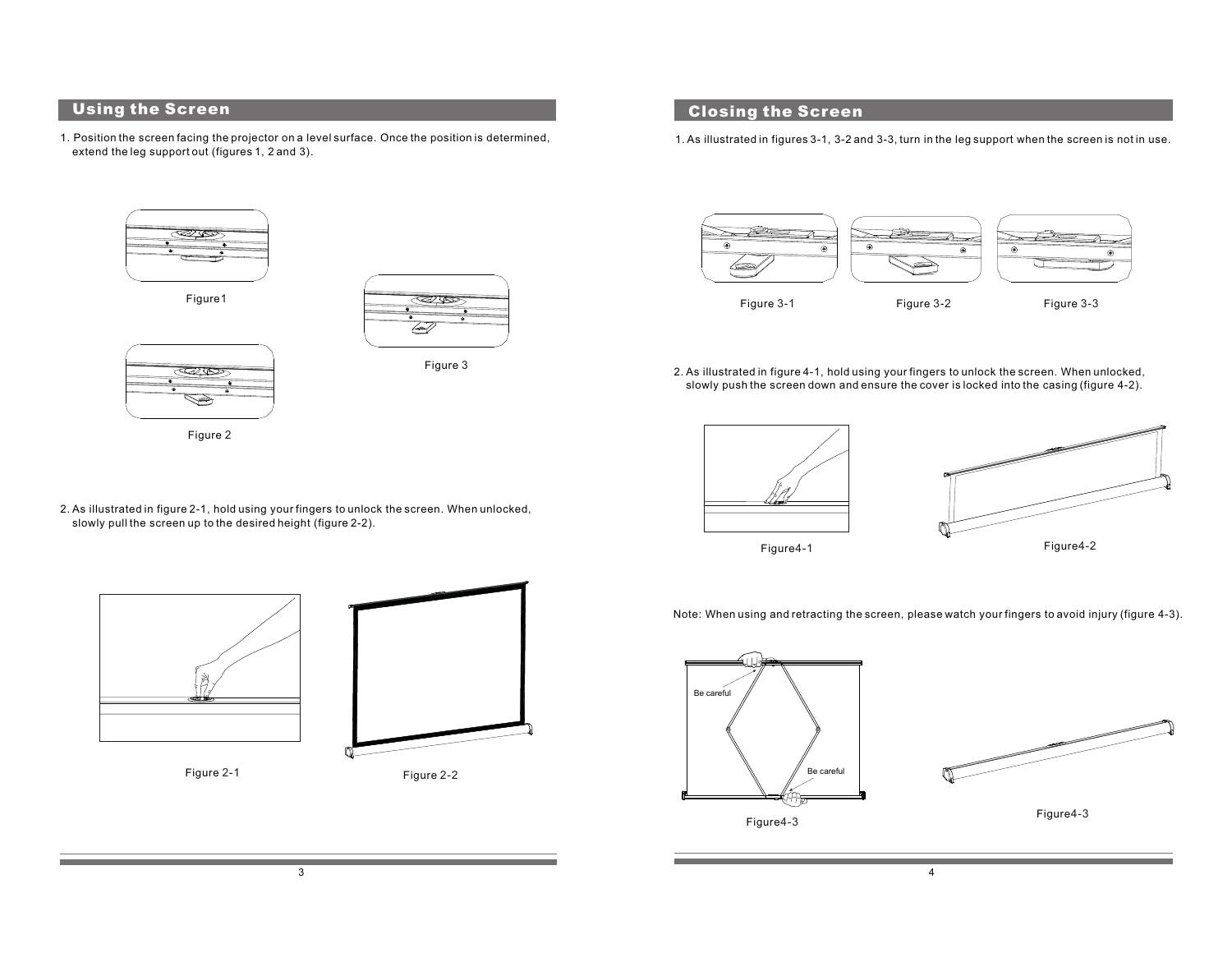## Using the Screen

1. Position the screen facing the projector on a level surface. Once the position is determined, extend the leg support out (figures 1, 2 and 3).

Figure1

Figure 3

Figure 2

2. As illustrated in figure 2-1, hold using your fingers to unlock the screen. When unlocked, slowly pull the screen up to the desired height (figure 2-2).

Figure 2-1

Figure 2-2

## Closing the Screen

1. As illustrated in figures 3-1, 3-2 and 3-3, turn in the leg support when the screen is not in use.

Figure 3-1

Figure 3-2

Figure 3-3

2. As illustrated in figure 4-1, hold using your fingers to unlock the screen. When unlocked, slowly push the screen down and ensure the cover is locked into the casing (figure 4-2).

Figure4-1

Figure4-2

Note: When using and retracting the screen, please watch your fingers to avoid injury (figure 4-3).

Be careful

Be careful

Figure4-3

Figure4-3